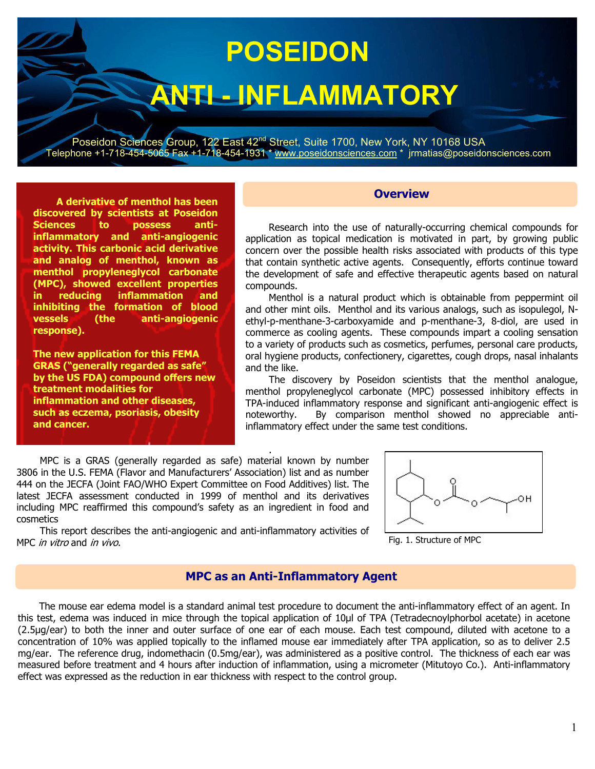# POSEIDON

# ANTI - INFLAMMATORY

Poseidon Sciences Group, 122 East 42nd Street, Suite 1700, New York, NY 10168 USA
Telephone +1-718-454-5065 Fax +1-718-454-1931 * www.poseidonsciences.com * jrmatias@poseidonsciences.com

**A derivative of menthol has been discovered by scientists at Poseidon Sciences to possess anti-inflammatory and anti-angiogenic activity. This carbonic acid derivative and analog of menthol, known as menthol propyleneglycol carbonate (MPC), showed excellent properties in reducing inflammation and inhibiting the formation of blood vessels (the anti-angiogenic response).**

**The new application for this FEMA GRAS ("generally regarded as safe" by the US FDA) compound offers new treatment modalities for inflammation and other diseases, such as eczema, psoriasis, obesity and cancer.**

## Overview

Research into the use of naturally-occurring chemical compounds for application as topical medication is motivated in part, by growing public concern over the possible health risks associated with products of this type that contain synthetic active agents. Consequently, efforts continue toward the development of safe and effective therapeutic agents based on natural compounds.

Menthol is a natural product which is obtainable from peppermint oil and other mint oils. Menthol and its various analogs, such as isopulegol, N-ethyl-p-menthane-3-carboxyamide and p-menthane-3, 8-diol, are used in commerce as cooling agents. These compounds impart a cooling sensation to a variety of products such as cosmetics, perfumes, personal care products, oral hygiene products, confectionery, cigarettes, cough drops, nasal inhalants and the like.

The discovery by Poseidon scientists that the menthol analogue, menthol propyleneglycol carbonate (MPC) possessed inhibitory effects in TPA-induced inflammatory response and significant anti-angiogenic effect is noteworthy. By comparison menthol showed no appreciable anti-inflammatory effect under the same test conditions.

MPC is a GRAS (generally regarded as safe) material known by number 3806 in the U.S. FEMA (Flavor and Manufacturers' Association) list and as number 444 on the JECFA (Joint FAO/WHO Expert Committee on Food Additives) list. The latest JECFA assessment conducted in 1999 of menthol and its derivatives including MPC reaffirmed this compound's safety as an ingredient in food and cosmetics

This report describes the anti-angiogenic and anti-inflammatory activities of MPC *in vitro* and *in vivo*.

Fig. 1. Structure of MPC

## MPC as an Anti-Inflammatory Agent

The mouse ear edema model is a standard animal test procedure to document the anti-inflammatory effect of an agent. In this test, edema was induced in mice through the topical application of 10µl of TPA (Tetradecnoylphorbol acetate) in acetone (2.5µg/ear) to both the inner and outer surface of one ear of each mouse. Each test compound, diluted with acetone to a concentration of 10% was applied topically to the inflamed mouse ear immediately after TPA application, so as to deliver 2.5 mg/ear. The reference drug, indomethacin (0.5mg/ear), was administered as a positive control. The thickness of each ear was measured before treatment and 4 hours after induction of inflammation, using a micrometer (Mitutoyo Co.). Anti-inflammatory effect was expressed as the reduction in ear thickness with respect to the control group.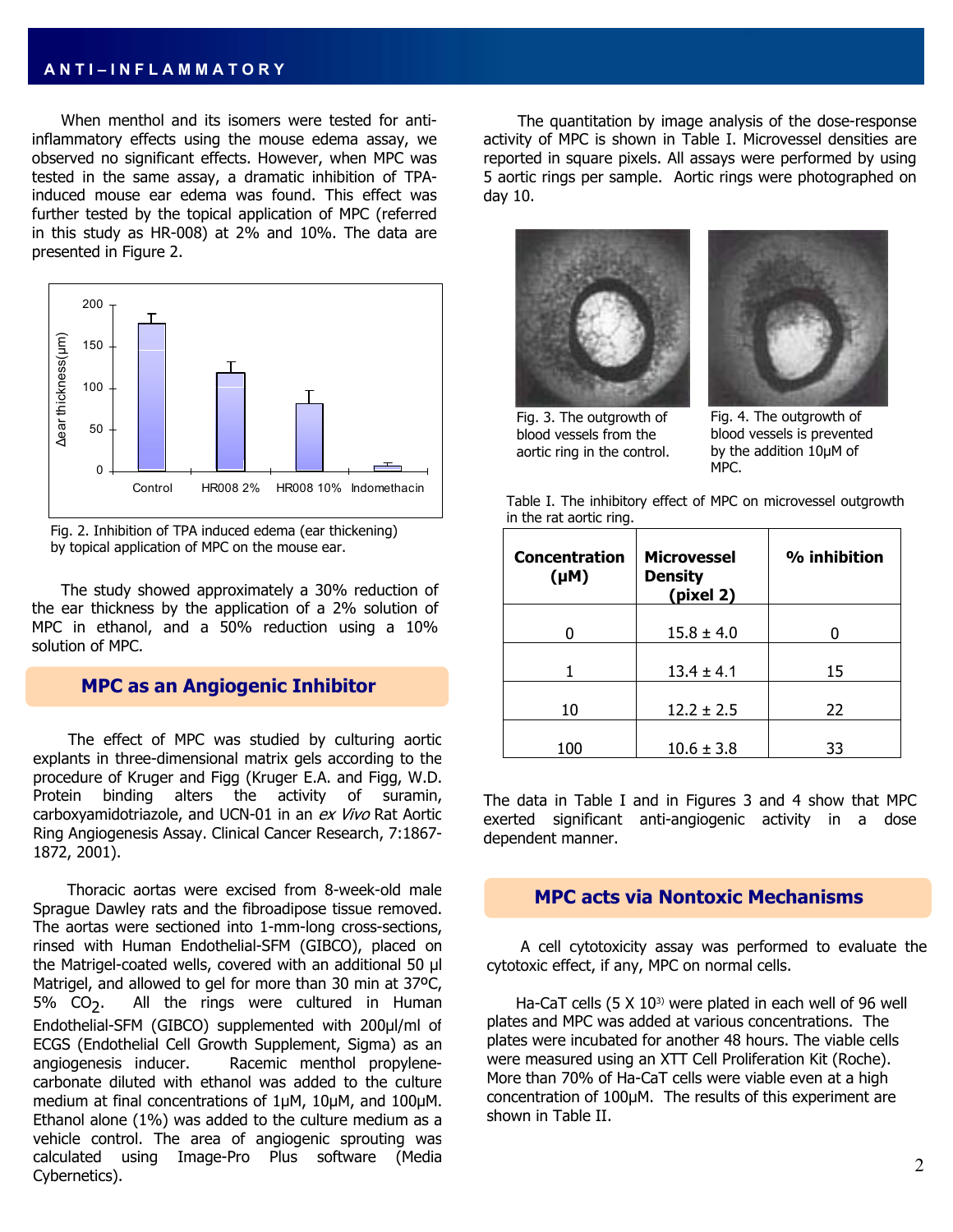## ANTI–INFLAMMATORY

When menthol and its isomers were tested for anti-inflammatory effects using the mouse edema assay, we observed no significant effects. However, when MPC was tested in the same assay, a dramatic inhibition of TPA-induced mouse ear edema was found. This effect was further tested by the topical application of MPC (referred in this study as HR-008) at 2% and 10%. The data are presented in Figure 2.

Fig. 2. Inhibition of TPA induced edema (ear thickening) by topical application of MPC on the mouse ear.

The study showed approximately a 30% reduction of the ear thickness by the application of a 2% solution of MPC in ethanol, and a 50% reduction using a 10% solution of MPC.

### MPC as an Angiogenic Inhibitor

The effect of MPC was studied by culturing aortic explants in three-dimensional matrix gels according to the procedure of Kruger and Figg (Kruger E.A. and Figg, W.D. Protein binding alters the activity of suramin, carboxyamidotriazole, and UCN-01 in an *ex Vivo* Rat Aortic Ring Angiogenesis Assay. Clinical Cancer Research, 7:1867-1872, 2001).

Thoracic aortas were excised from 8-week-old male Sprague Dawley rats and the fibroadipose tissue removed. The aortas were sectioned into 1-mm-long cross-sections, rinsed with Human Endothelial-SFM (GIBCO), placed on the Matrigel-coated wells, covered with an additional 50 µl Matrigel, and allowed to gel for more than 30 min at 37ºC, 5% $CO_2$. All the rings were cultured in Human Endothelial-SFM (GIBCO) supplemented with 200µl/ml of ECGS (Endothelial Cell Growth Supplement, Sigma) as an angiogenesis inducer. Racemic menthol propylene-carbonate diluted with ethanol was added to the culture medium at final concentrations of 1µM, 10µM, and 100µM. Ethanol alone (1%) was added to the culture medium as a vehicle control. The area of angiogenic sprouting was calculated using Image-Pro Plus software (Media Cybernetics).

The quantitation by image analysis of the dose-response activity of MPC is shown in Table I. Microvessel densities are reported in square pixels. All assays were performed by using 5 aortic rings per sample. Aortic rings were photographed on day 10.

Fig. 3. The outgrowth of blood vessels from the aortic ring in the control.

Fig. 4. The outgrowth of blood vessels is prevented by the addition 10µM of MPC.

Table I. The inhibitory effect of MPC on microvessel outgrowth in the rat aortic ring.

| Concentration (µM) | Microvessel Density (pixel 2) | % inhibition |
|---|---|---|
| 0 | 15.8 ± 4.0 | 0 |
| 1 | 13.4 ± 4.1 | 15 |
| 10 | 12.2 ± 2.5 | 22 |
| 100 | 10.6 ± 3.8 | 33 |

The data in Table I and in Figures 3 and 4 show that MPC exerted significant anti-angiogenic activity in a dose dependent manner.

### MPC acts via Nontoxic Mechanisms

A cell cytotoxicity assay was performed to evaluate the cytotoxic effect, if any, MPC on normal cells.

Ha-CaT cells (5 X $10^{3)}$ were plated in each well of 96 well plates and MPC was added at various concentrations. The plates were incubated for another 48 hours. The viable cells were measured using an XTT Cell Proliferation Kit (Roche). More than 70% of Ha-CaT cells were viable even at a high concentration of 100µM. The results of this experiment are shown in Table II.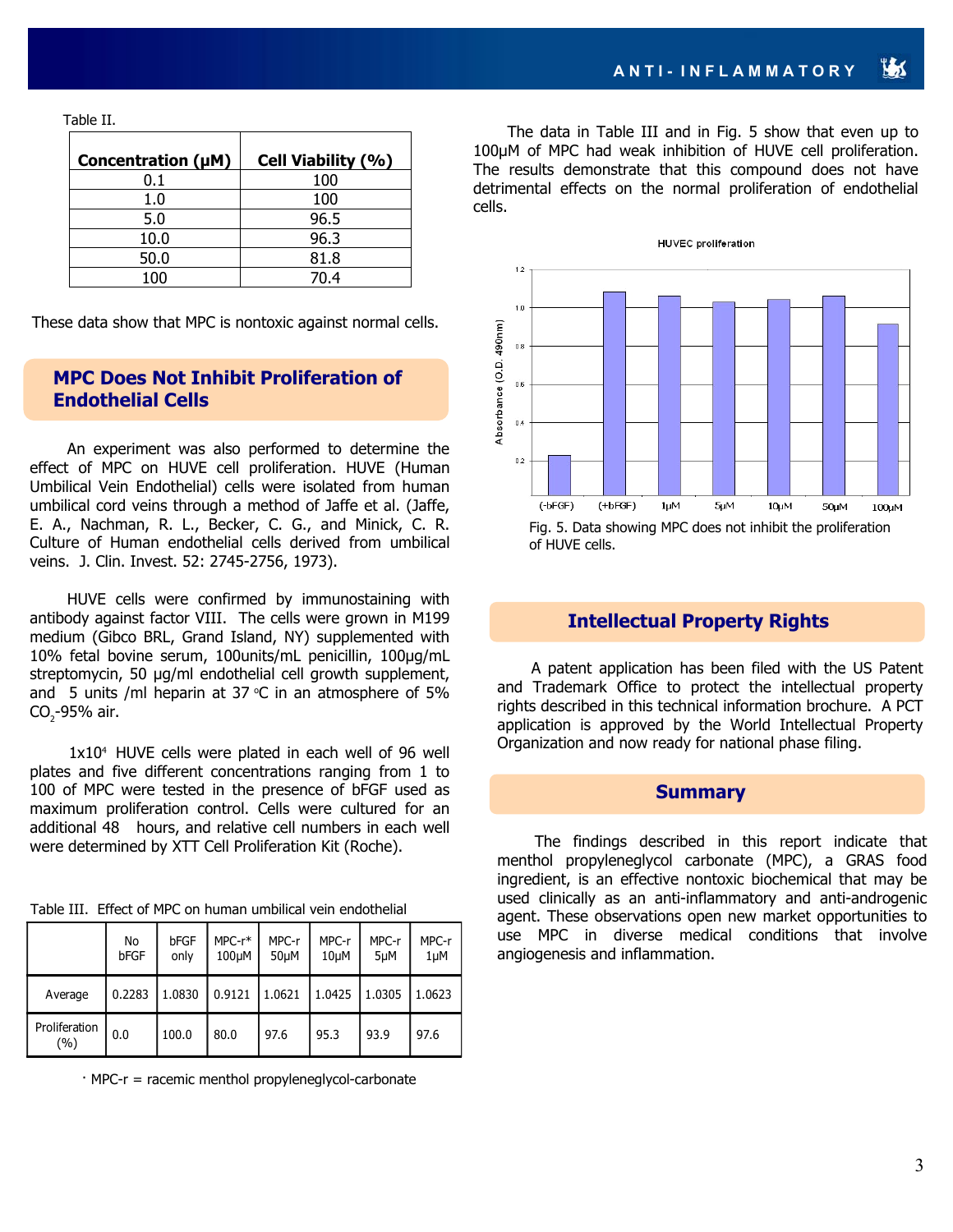Table II.

| Concentration (μM) | Cell Viability (%) |
|---|---|
| 0.1 | 100 |
| 1.0 | 100 |
| 5.0 | 96.5 |
| 10.0 | 96.3 |
| 50.0 | 81.8 |
| 100 | 70.4 |

These data show that MPC is nontoxic against normal cells.

## MPC Does Not Inhibit Proliferation of Endothelial Cells

An experiment was also performed to determine the effect of MPC on HUVE cell proliferation. HUVE (Human Umbilical Vein Endothelial) cells were isolated from human umbilical cord veins through a method of Jaffe et al. (Jaffe, E. A., Nachman, R. L., Becker, C. G., and Minick, C. R. Culture of Human endothelial cells derived from umbilical veins. J. Clin. Invest. 52: 2745-2756, 1973).

HUVE cells were confirmed by immunostaining with antibody against factor VIII. The cells were grown in M199 medium (Gibco BRL, Grand Island, NY) supplemented with 10% fetal bovine serum, 100units/mL penicillin, 100µg/mL streptomycin, 50 µg/ml endothelial cell growth supplement, and 5 units /ml heparin at 37 °C in an atmosphere of 5% $CO_2$-95% air.

$1x10^4$ HUVE cells were plated in each well of 96 well plates and five different concentrations ranging from 1 to 100 of MPC were tested in the presence of bFGF used as maximum proliferation control. Cells were cultured for an additional 48 hours, and relative cell numbers in each well were determined by XTT Cell Proliferation Kit (Roche).

Table III. Effect of MPC on human umbilical vein endothelial

| | No bFGF | bFGF only | MPC-r* 100µM | MPC-r 50µM | MPC-r 10µM | MPC-r 5µM | MPC-r 1µM |
|---|---|---|---|---|---|---|---|
| Average | 0.2283 | 1.0830 | 0.9121 | 1.0621 | 1.0425 | 1.0305 | 1.0623 |
| Proliferation (%) | 0.0 | 100.0 | 80.0 | 97.6 | 95.3 | 93.9 | 97.6 |

* MPC-r = racemic menthol propyleneglycol-carbonate

The data in Table III and in Fig. 5 show that even up to 100µM of MPC had weak inhibition of HUVE cell proliferation. The results demonstrate that this compound does not have detrimental effects on the normal proliferation of endothelial cells.

HUVEC proliferation

Absorbance (O.D. 490nm)

1.2
1.0
0.8
0.6
0.4
0.2

(-bFGF) (+bFGF) 1µM 5µM 10µM 50µM 100µM

Fig. 5. Data showing MPC does not inhibit the proliferation of HUVE cells.

## Intellectual Property Rights

A patent application has been filed with the US Patent and Trademark Office to protect the intellectual property rights described in this technical information brochure. A PCT application is approved by the World Intellectual Property Organization and now ready for national phase filing.

## Summary

The findings described in this report indicate that menthol propyleneglycol carbonate (MPC), a GRAS food ingredient, is an effective nontoxic biochemical that may be used clinically as an anti-inflammatory and anti-androgenic agent. These observations open new market opportunities to use MPC in diverse medical conditions that involve angiogenesis and inflammation.